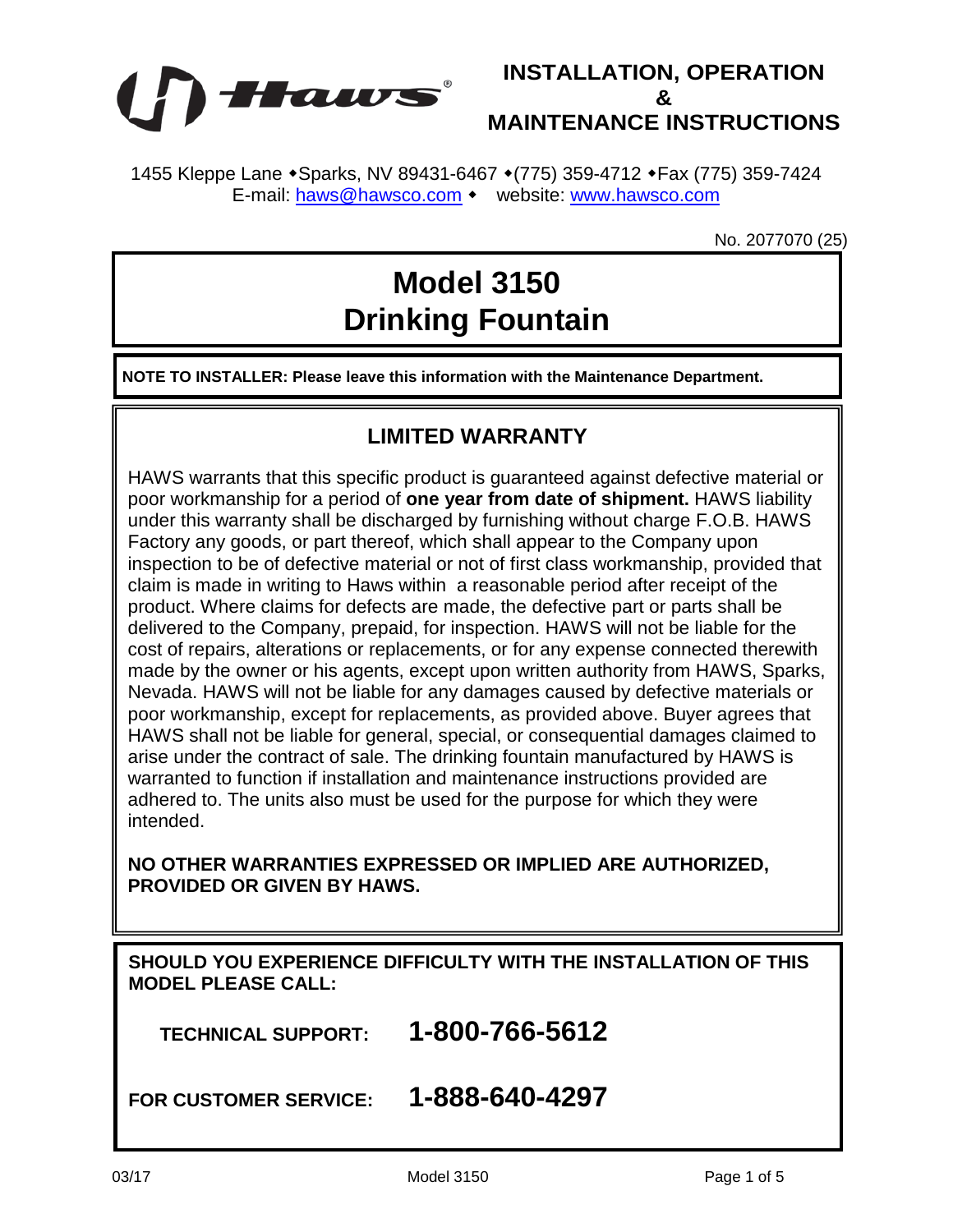**Haws**®

# INSTALLATION, OPERATION & MAINTENANCE INSTRUCTIONS

1455 Kleppe Lane ◆Sparks, NV 89431-6467 ◆(775) 359-4712 ◆Fax (775) 359-7424
E-mail: haws@hawsco.com ◆ website: www.hawsco.com

No. 2077070 (25)

# Model 3150 Drinking Fountain

**NOTE TO INSTALLER: Please leave this information with the Maintenance Department.**

## LIMITED WARRANTY

HAWS warrants that this specific product is guaranteed against defective material or poor workmanship for a period of **one year from date of shipment.** HAWS liability under this warranty shall be discharged by furnishing without charge F.O.B. HAWS Factory any goods, or part thereof, which shall appear to the Company upon inspection to be of defective material or not of first class workmanship, provided that claim is made in writing to Haws within a reasonable period after receipt of the product. Where claims for defects are made, the defective part or parts shall be delivered to the Company, prepaid, for inspection. HAWS will not be liable for the cost of repairs, alterations or replacements, or for any expense connected therewith made by the owner or his agents, except upon written authority from HAWS, Sparks, Nevada. HAWS will not be liable for any damages caused by defective materials or poor workmanship, except for replacements, as provided above. Buyer agrees that HAWS shall not be liable for general, special, or consequential damages claimed to arise under the contract of sale. The drinking fountain manufactured by HAWS is warranted to function if installation and maintenance instructions provided are adhered to. The units also must be used for the purpose for which they were intended.

**NO OTHER WARRANTIES EXPRESSED OR IMPLIED ARE AUTHORIZED, PROVIDED OR GIVEN BY HAWS.**

**SHOULD YOU EXPERIENCE DIFFICULTY WITH THE INSTALLATION OF THIS MODEL PLEASE CALL:**

**TECHNICAL SUPPORT: 1-800-766-5612**

**FOR CUSTOMER SERVICE: 1-888-640-4297**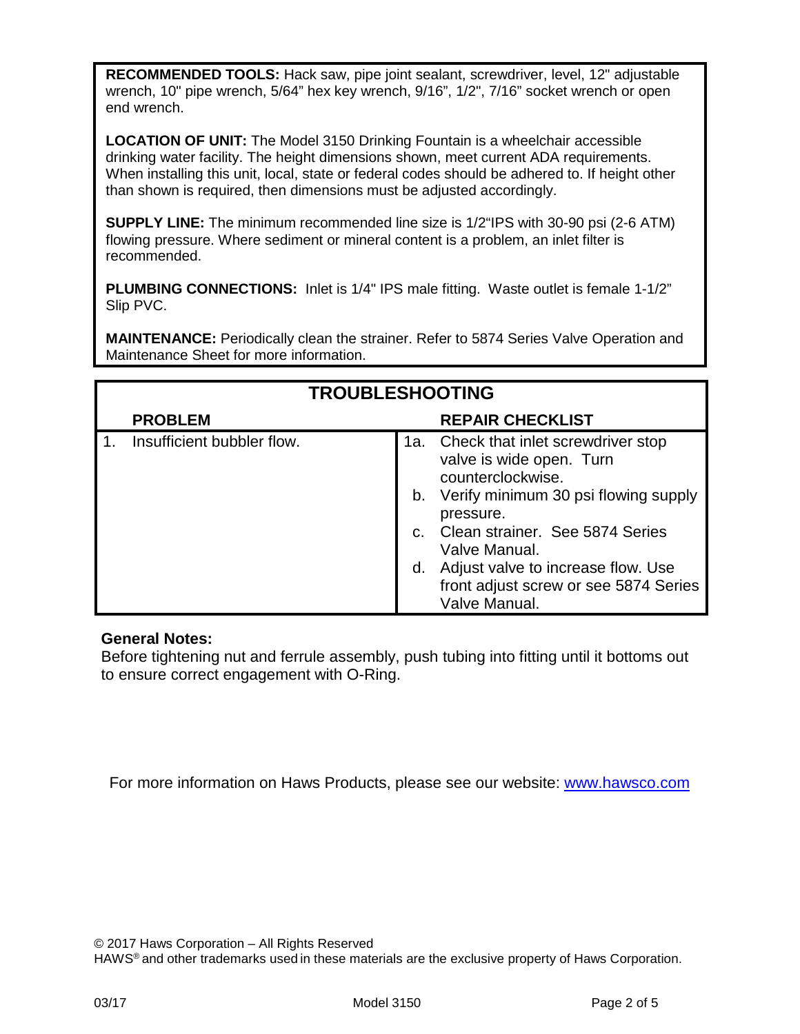**RECOMMENDED TOOLS:** Hack saw, pipe joint sealant, screwdriver, level, 12" adjustable wrench, 10" pipe wrench, 5/64" hex key wrench, 9/16", 1/2", 7/16" socket wrench or open end wrench.

**LOCATION OF UNIT:** The Model 3150 Drinking Fountain is a wheelchair accessible drinking water facility. The height dimensions shown, meet current ADA requirements. When installing this unit, local, state or federal codes should be adhered to. If height other than shown is required, then dimensions must be adjusted accordingly.

**SUPPLY LINE:** The minimum recommended line size is 1/2"IPS with 30-90 psi (2-6 ATM) flowing pressure. Where sediment or mineral content is a problem, an inlet filter is recommended.

**PLUMBING CONNECTIONS:** Inlet is 1/4" IPS male fitting. Waste outlet is female 1-1/2" Slip PVC.

**MAINTENANCE:** Periodically clean the strainer. Refer to 5874 Series Valve Operation and Maintenance Sheet for more information.

## TROUBLESHOOTING

| PROBLEM | REPAIR CHECKLIST |
|---|---|
| 1. Insufficient bubbler flow. | 1a. Check that inlet screwdriver stop valve is wide open. Turn counterclockwise.<br>b. Verify minimum 30 psi flowing supply pressure.<br>c. Clean strainer. See 5874 Series Valve Manual.<br>d. Adjust valve to increase flow. Use front adjust screw or see 5874 Series Valve Manual. |

**General Notes:**
Before tightening nut and ferrule assembly, push tubing into fitting until it bottoms out to ensure correct engagement with O-Ring.

For more information on Haws Products, please see our website: www.hawsco.com

© 2017 Haws Corporation – All Rights Reserved
HAWS® and other trademarks used in these materials are the exclusive property of Haws Corporation.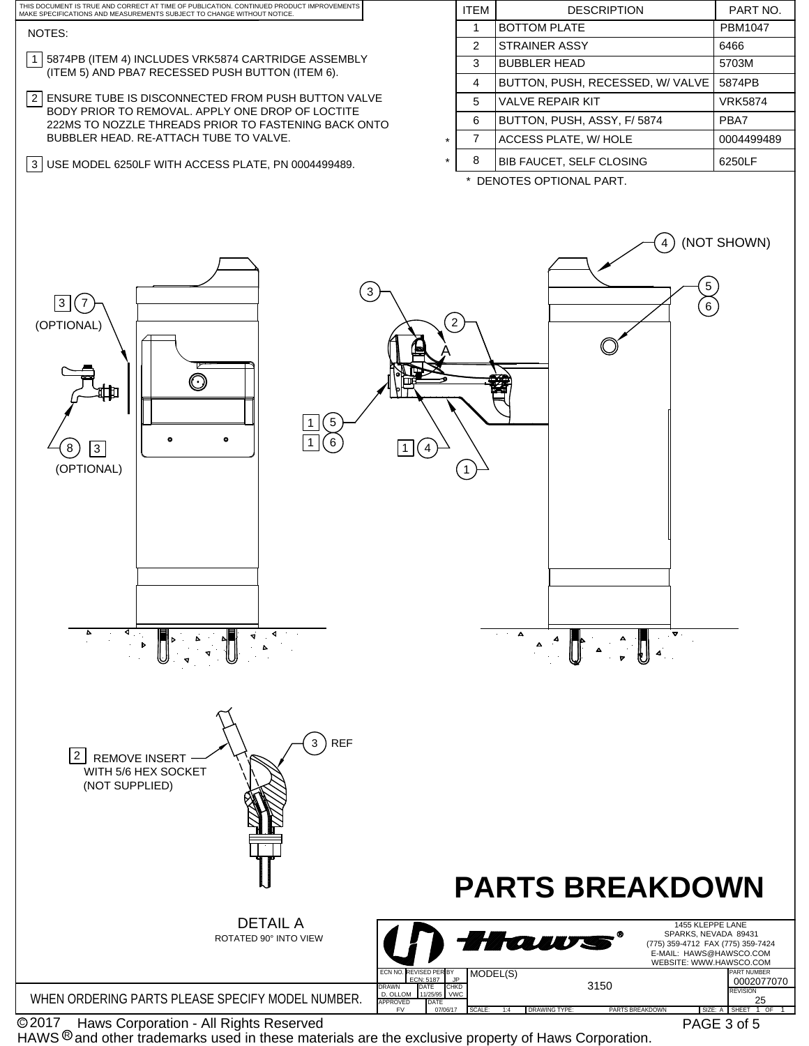THIS DOCUMENT IS TRUE AND CORRECT AT TIME OF PUBLICATION. CONTINUED PRODUCT IMPROVEMENTS MAKE SPECIFICATIONS AND MEASUREMENTS SUBJECT TO CHANGE WITHOUT NOTICE.

NOTES:

1. 5874PB (ITEM 4) INCLUDES VRK5874 CARTRIDGE ASSEMBLY (ITEM 5) AND PBA7 RECESSED PUSH BUTTON (ITEM 6).
2. ENSURE TUBE IS DISCONNECTED FROM PUSH BUTTON VALVE BODY PRIOR TO REMOVAL. APPLY ONE DROP OF LOCTITE 222MS TO NOZZLE THREADS PRIOR TO FASTENING BACK ONTO BUBBLER HEAD. RE-ATTACH TUBE TO VALVE.
3. USE MODEL 6250LF WITH ACCESS PLATE, PN 0004499489.

| | ITEM | DESCRIPTION | PART NO. |
|---|---|---|---|
| | 1 | BOTTOM PLATE | PBM1047 |
| | 2 | STRAINER ASSY | 6466 |
| | 3 | BUBBLER HEAD | 5703M |
| | 4 | BUTTON, PUSH, RECESSED, W/ VALVE | 5874PB |
| | 5 | VALVE REPAIR KIT | VRK5874 |
| | 6 | BUTTON, PUSH, ASSY, F/ 5874 | PBA7 |
| * | 7 | ACCESS PLATE, W/ HOLE | 0004499489 |
| * | 8 | BIB FAUCET, SELF CLOSING | 6250LF |

* DENOTES OPTIONAL PART.

3 7 (OPTIONAL)

8 3 (OPTIONAL)

3 2 A

1 5

1 6

1 4

1

4 (NOT SHOWN)

5 6

2 REMOVE INSERT WITH 5/6 HEX SOCKET (NOT SUPPLIED)

3 REF

DETAIL A
ROTATED 90° INTO VIEW

# PARTS BREAKDOWN

WHEN ORDERING PARTS PLEASE SPECIFY MODEL NUMBER.

Haws®
1455 KLEPPE LANE
SPARKS, NEVADA 89431
(775) 359-4712 FAX (775) 359-7424
E-MAIL: HAWS@HAWSCO.COM
WEBSITE: WWW.HAWSCO.COM

| ECN NO. | REVISED PER | BY | MODEL(S) | PART NUMBER |
|---|---|---|---|---|
| | ECN: 5187 | JP | 3150 | 0002077070 |
| DRAWN | DATE | CHKD | | REVISION |
| D. OLLOM | 11/25/95 | VWC | | 25 |
| APPROVED | DATE | | | |
| FV | 07/06/17 | | | |

SCALE: 1:4 DRAWING TYPE: PARTS BREAKDOWN SIZE: A SHEET 1 OF 1

© 2017 Haws Corporation - All Rights Reserved
HAWS ® and other trademarks used in these materials are the exclusive property of Haws Corporation.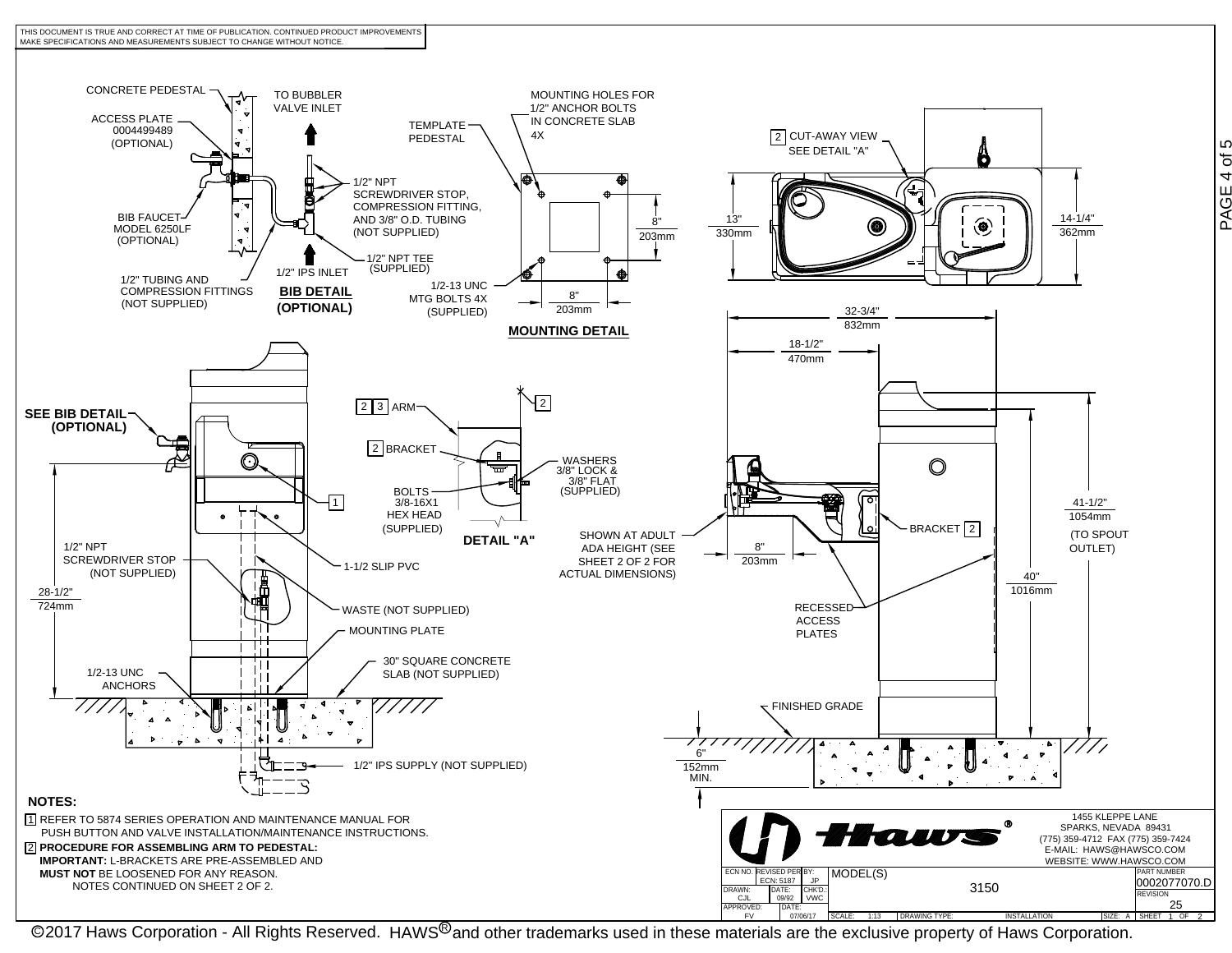THIS DOCUMENT IS TRUE AND CORRECT AT TIME OF PUBLICATION. CONTINUED PRODUCT IMPROVEMENTS MAKE SPECIFICATIONS AND MEASUREMENTS SUBJECT TO CHANGE WITHOUT NOTICE.

## BIB DETAIL (OPTIONAL)

- CONCRETE PEDESTAL
- ACCESS PLATE 0004499489 (OPTIONAL)
- BIB FAUCET MODEL 6250LF (OPTIONAL)
- 1/2" TUBING AND COMPRESSION FITTINGS (NOT SUPPLIED)
- TO BUBBLER VALVE INLET
- 1/2" NPT SCREWDRIVER STOP, COMPRESSION FITTING, AND 3/8" O.D. TUBING (NOT SUPPLIED)
- 1/2" NPT TEE (SUPPLIED)
- 1/2" IPS INLET

## MOUNTING DETAIL

- TEMPLATE PEDESTAL
- MOUNTING HOLES FOR 1/2" ANCHOR BOLTS IN CONCRETE SLAB 4X
- 1/2-13 UNC MTG BOLTS 4X (SUPPLIED)
- 8" / 203mm
- 8" / 203mm

## Plan View

- 2 CUT-AWAY VIEW SEE DETAIL "A"
- 13" / 330mm
- 14-1/4" / 362mm

## Front / Side Elevations

- SEE BIB DETAIL (OPTIONAL)
- 1
- 1/2" NPT SCREWDRIVER STOP (NOT SUPPLIED)
- 1-1/2 SLIP PVC
- WASTE (NOT SUPPLIED)
- MOUNTING PLATE
- 30" SQUARE CONCRETE SLAB (NOT SUPPLIED)
- 1/2-13 UNC ANCHORS
- 1/2" IPS SUPPLY (NOT SUPPLIED)
- 28-1/2" / 724mm
- 32-3/4" / 832mm
- 18-1/2" / 470mm
- 41-1/2" / 1054mm (TO SPOUT OUTLET)
- 40" / 1016mm
- 8" / 203mm
- SHOWN AT ADULT ADA HEIGHT (SEE SHEET 2 OF 2 FOR ACTUAL DIMENSIONS)
- BRACKET 2
- RECESSED ACCESS PLATES
- FINISHED GRADE
- 6" / 152mm MIN.

## DETAIL "A"

- 2 3 ARM
- 2 BRACKET
- BOLTS 3/8-16X1 HEX HEAD (SUPPLIED)
- WASHERS 3/8" LOCK & 3/8" FLAT (SUPPLIED)
- 2

## NOTES:

1. REFER TO 5874 SERIES OPERATION AND MAINTENANCE MANUAL FOR PUSH BUTTON AND VALVE INSTALLATION/MAINTENANCE INSTRUCTIONS.
2. **PROCEDURE FOR ASSEMBLING ARM TO PEDESTAL:**
   **IMPORTANT:** L-BRACKETS ARE PRE-ASSEMBLED AND **MUST NOT** BE LOOSENED FOR ANY REASON.
   NOTES CONTINUED ON SHEET 2 OF 2.

Haws®
1455 KLEPPE LANE
SPARKS, NEVADA 89431
(775) 359-4712 FAX (775) 359-7424
E-MAIL: HAWS@HAWSCO.COM
WEBSITE: WWW.HAWSCO.COM

| ECN NO. | REVISED PER ECN: 5187 | BY: JP | MODEL(S) | PART NUMBER 0002077070.D |
|---|---|---|---|---|
| DRAWN: CJL | DATE: 09/92 | CHK'D.: VWC | 3150 | REVISION 25 |
| APPROVED: FV | DATE: 07/06/17 | SCALE: 1:13 | DRAWING TYPE: INSTALLATION | SIZE: A SHEET 1 OF 2 |

©2017 Haws Corporation - All Rights Reserved. HAWS® and other trademarks used in these materials are the exclusive property of Haws Corporation.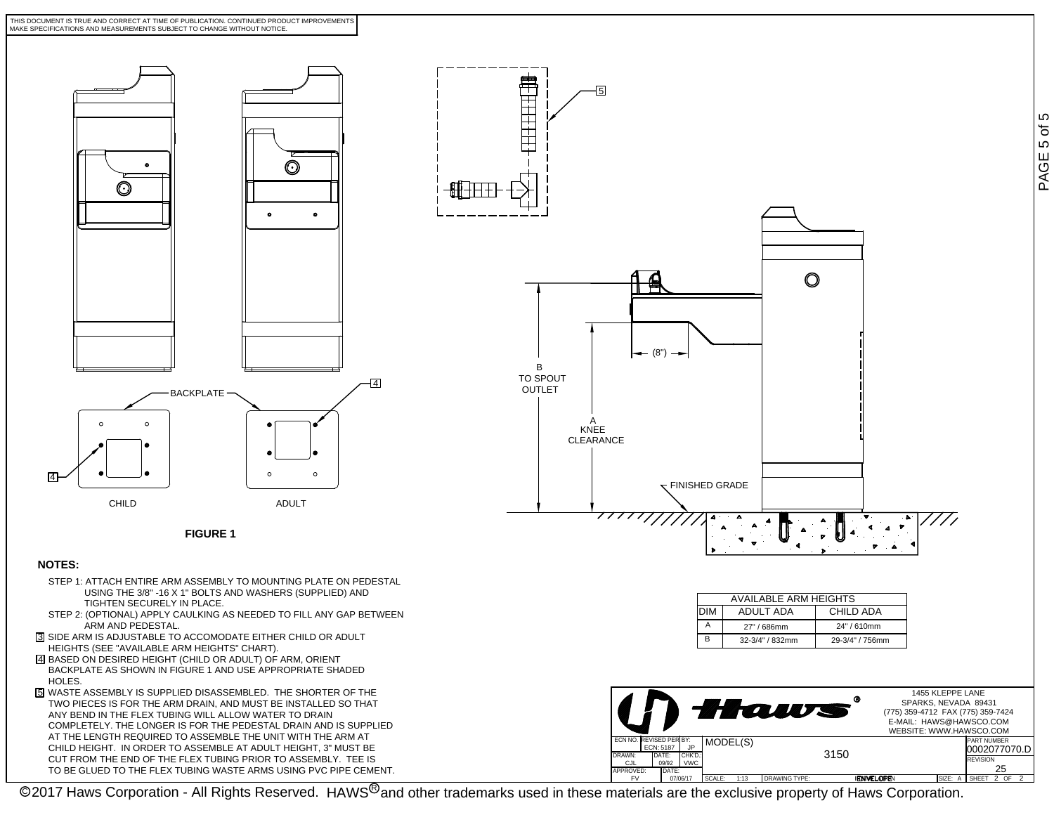THIS DOCUMENT IS TRUE AND CORRECT AT TIME OF PUBLICATION. CONTINUED PRODUCT IMPROVEMENTS MAKE SPECIFICATIONS AND MEASUREMENTS SUBJECT TO CHANGE WITHOUT NOTICE.

5

BACKPLATE

4

4

CHILD

ADULT

**FIGURE 1**

B
TO SPOUT
OUTLET

A
KNEE
CLEARANCE

(8")

FINISHED GRADE

**NOTES:**

STEP 1: ATTACH ENTIRE ARM ASSEMBLY TO MOUNTING PLATE ON PEDESTAL USING THE 3/8" -16 X 1" BOLTS AND WASHERS (SUPPLIED) AND TIGHTEN SECURELY IN PLACE.

STEP 2: (OPTIONAL) APPLY CAULKING AS NEEDED TO FILL ANY GAP BETWEEN ARM AND PEDESTAL.

3 SIDE ARM IS ADJUSTABLE TO ACCOMODATE EITHER CHILD OR ADULT HEIGHTS (SEE "AVAILABLE ARM HEIGHTS" CHART).

4 BASED ON DESIRED HEIGHT (CHILD OR ADULT) OF ARM, ORIENT BACKPLATE AS SHOWN IN FIGURE 1 AND USE APPROPRIATE SHADED HOLES.

5 WASTE ASSEMBLY IS SUPPLIED DISASSEMBLED. THE SHORTER OF THE TWO PIECES IS FOR THE ARM DRAIN, AND MUST BE INSTALLED SO THAT ANY BEND IN THE FLEX TUBING WILL ALLOW WATER TO DRAIN COMPLETELY. THE LONGER IS FOR THE PEDESTAL DRAIN AND IS SUPPLIED AT THE LENGTH REQUIRED TO ASSEMBLE THE UNIT WITH THE ARM AT CHILD HEIGHT. IN ORDER TO ASSEMBLE AT ADULT HEIGHT, 3" MUST BE CUT FROM THE END OF THE FLEX TUBING PRIOR TO ASSEMBLY. TEE IS TO BE GLUED TO THE FLEX TUBING WASTE ARMS USING PVC PIPE CEMENT.

| AVAILABLE ARM HEIGHTS | | |
|---|---|---|
| DIM | ADULT ADA | CHILD ADA |
| A | 27" / 686mm | 24" / 610mm |
| B | 32-3/4" / 832mm | 29-3/4" / 756mm |

Haws®

1455 KLEPPE LANE
SPARKS, NEVADA 89431
(775) 359-4712 FAX (775) 359-7424
E-MAIL: HAWS@HAWSCO.COM
WEBSITE: WWW.HAWSCO.COM

| ECN NO. | REVISED PER ECN: 5187 | BY: JP | MODEL(S) | | | PART NUMBER 0002077070.D |
|---|---|---|---|---|---|---|
| DRAWN: CJL | DATE: 09/92 | CHK'D.: VWC | 3150 | | | REVISION 25 |
| APPROVED: FV | DATE: 07/06/17 | | SCALE: 1:13 | DRAWING TYPE: ENVELOPE | SIZE: A | SHEET 2 OF 2 |

©2017 Haws Corporation - All Rights Reserved. HAWS® and other trademarks used in these materials are the exclusive property of Haws Corporation.